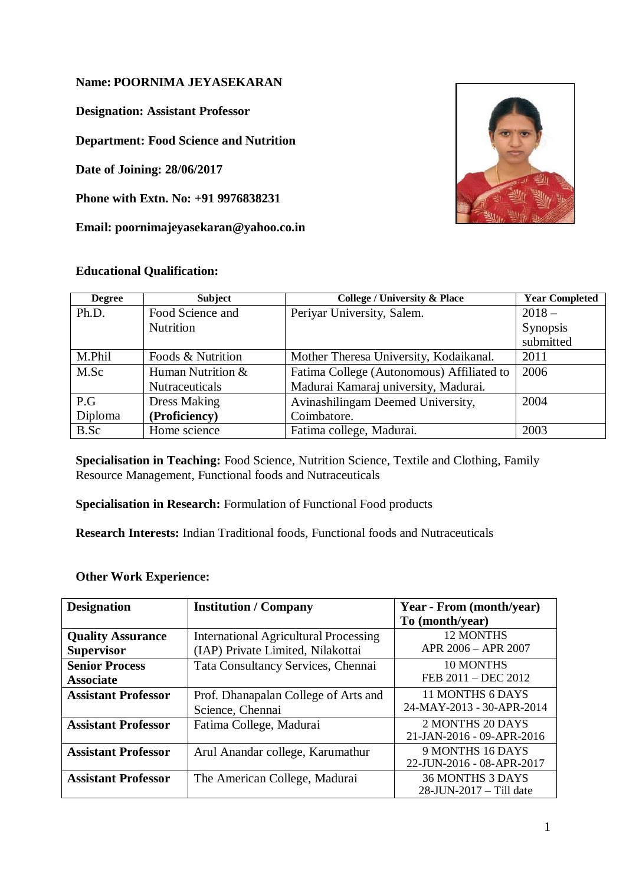**Name: POORNIMA JEYASEKARAN**

**Designation: Assistant Professor**

**Department: Food Science and Nutrition**

**Date of Joining: 28/06/2017**

**Phone with Extn. No: +91 9976838231**

**Email: poornimajeyasekaran@yahoo.co.in**

**Educational Qualification:**

| Degree | Subject | College / University & Place | Year Completed |
|---|---|---|---|
| Ph.D. | Food Science and Nutrition | Periyar University, Salem. | 2018 – Synopsis submitted |
| M.Phil | Foods & Nutrition | Mother Theresa University, Kodaikanal. | 2011 |
| M.Sc | Human Nutrition & Nutraceuticals | Fatima College (Autonomous) Affiliated to Madurai Kamaraj university, Madurai. | 2006 |
| P.G Diploma | Dress Making **(Proficiency)** | Avinashilingam Deemed University, Coimbatore. | 2004 |
| B.Sc | Home science | Fatima college, Madurai. | 2003 |

**Specialisation in Teaching:** Food Science, Nutrition Science, Textile and Clothing, Family Resource Management, Functional foods and Nutraceuticals

**Specialisation in Research:** Formulation of Functional Food products

**Research Interests:** Indian Traditional foods, Functional foods and Nutraceuticals

**Other Work Experience:**

| Designation | Institution / Company | Year - From (month/year) To (month/year) |
|---|---|---|
| **Quality Assurance Supervisor** | International Agricultural Processing (IAP) Private Limited, Nilakottai | 12 MONTHS APR 2006 – APR 2007 |
| **Senior Process Associate** | Tata Consultancy Services, Chennai | 10 MONTHS FEB 2011 – DEC 2012 |
| **Assistant Professor** | Prof. Dhanapalan College of Arts and Science, Chennai | 11 MONTHS 6 DAYS 24-MAY-2013 - 30-APR-2014 |
| **Assistant Professor** | Fatima College, Madurai | 2 MONTHS 20 DAYS 21-JAN-2016 - 09-APR-2016 |
| **Assistant Professor** | Arul Anandar college, Karumathur | 9 MONTHS 16 DAYS 22-JUN-2016 - 08-APR-2017 |
| **Assistant Professor** | The American College, Madurai | 36 MONTHS 3 DAYS 28-JUN-2017 – Till date |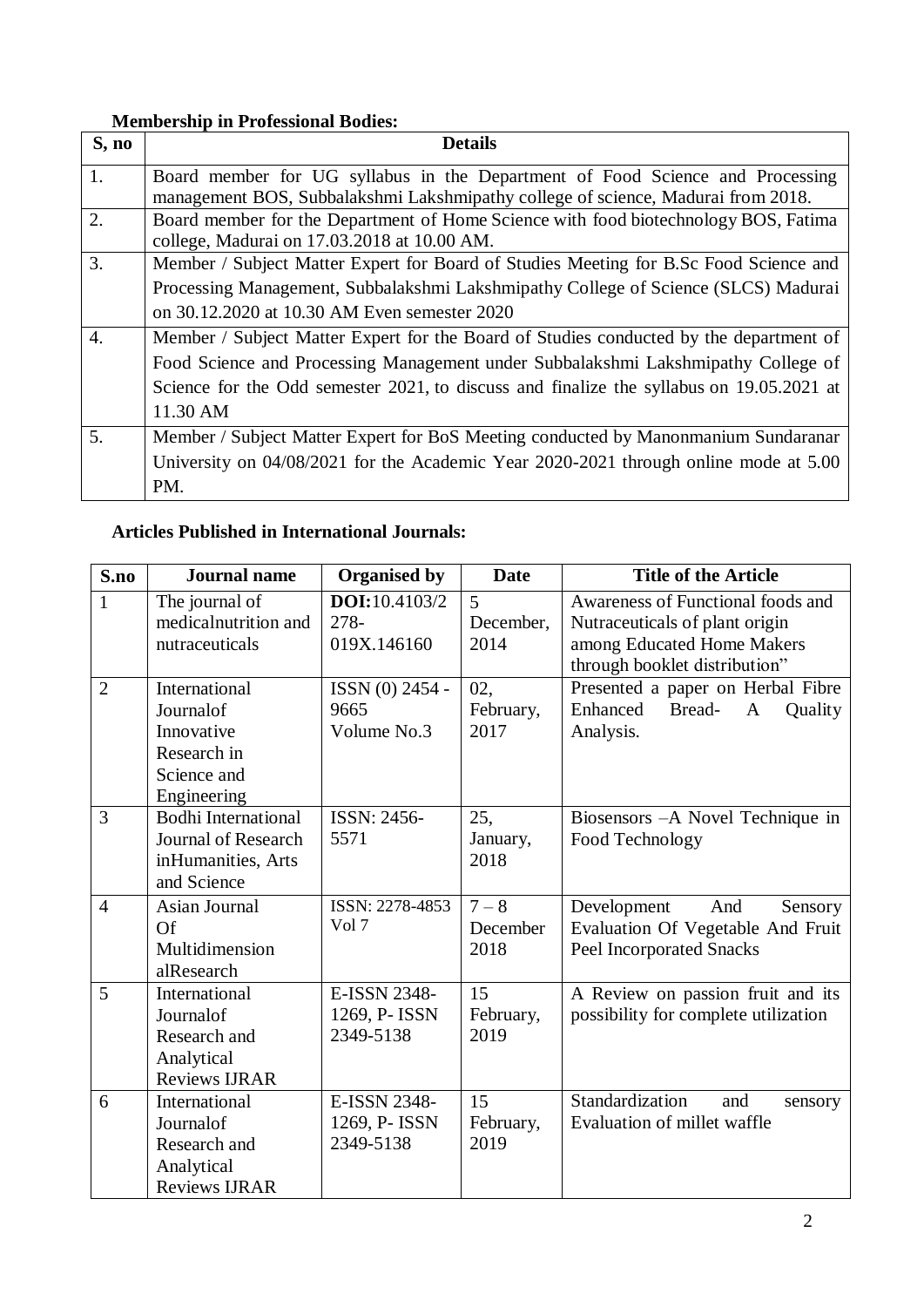**Membership in Professional Bodies:**

| S, no | Details |
|---|---|
| 1. | Board member for UG syllabus in the Department of Food Science and Processing management BOS, Subbalakshmi Lakshmipathy college of science, Madurai from 2018. |
| 2. | Board member for the Department of Home Science with food biotechnology BOS, Fatima college, Madurai on 17.03.2018 at 10.00 AM. |
| 3. | Member / Subject Matter Expert for Board of Studies Meeting for B.Sc Food Science and Processing Management, Subbalakshmi Lakshmipathy College of Science (SLCS) Madurai on 30.12.2020 at 10.30 AM Even semester 2020 |
| 4. | Member / Subject Matter Expert for the Board of Studies conducted by the department of Food Science and Processing Management under Subbalakshmi Lakshmipathy College of Science for the Odd semester 2021, to discuss and finalize the syllabus on 19.05.2021 at 11.30 AM |
| 5. | Member / Subject Matter Expert for BoS Meeting conducted by Manonmanium Sundaranar University on 04/08/2021 for the Academic Year 2020-2021 through online mode at 5.00 PM. |

**Articles Published in International Journals:**

| S.no | Journal name | Organised by | Date | Title of the Article |
|---|---|---|---|---|
| 1 | The journal of medicalnutrition and nutraceuticals | **DOI:**10.4103/2278-019X.146160 | 5 December, 2014 | Awareness of Functional foods and Nutraceuticals of plant origin among Educated Home Makers through booklet distribution" |
| 2 | International Journalof Innovative Research in Science and Engineering | ISSN (0) 2454 - 9665 Volume No.3 | 02, February, 2017 | Presented a paper on Herbal Fibre Enhanced Bread- A Quality Analysis. |
| 3 | Bodhi International Journal of Research inHumanities, Arts and Science | ISSN: 2456-5571 | 25, January, 2018 | Biosensors –A Novel Technique in Food Technology |
| 4 | Asian Journal Of Multidimension alResearch | ISSN: 2278-4853 Vol 7 | 7 – 8 December 2018 | Development And Sensory Evaluation Of Vegetable And Fruit Peel Incorporated Snacks |
| 5 | International Journalof Research and Analytical Reviews IJRAR | E-ISSN 2348-1269, P- ISSN 2349-5138 | 15 February, 2019 | A Review on passion fruit and its possibility for complete utilization |
| 6 | International Journalof Research and Analytical Reviews IJRAR | E-ISSN 2348-1269, P- ISSN 2349-5138 | 15 February, 2019 | Standardization and sensory Evaluation of millet waffle |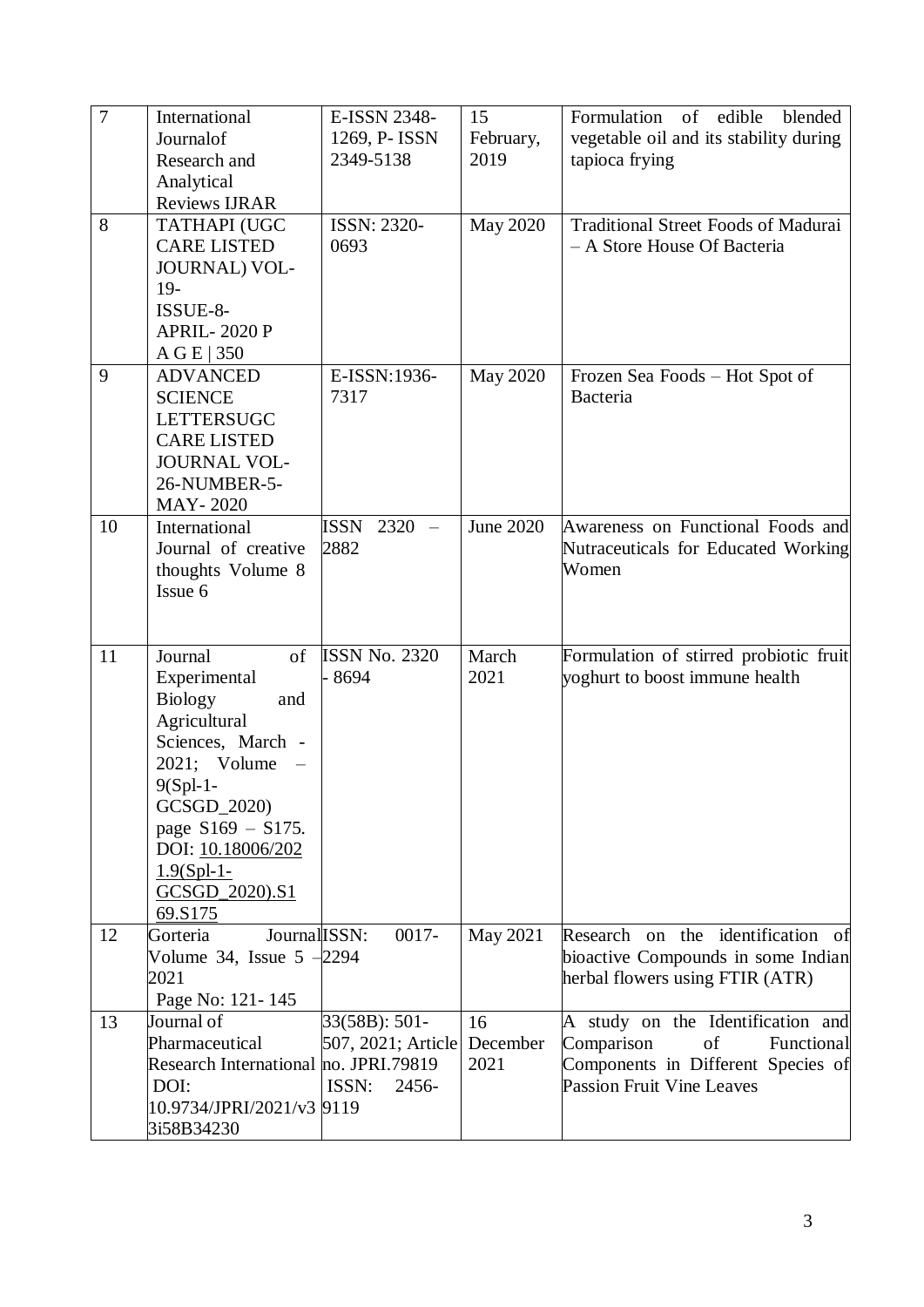| 7 | International Journalof Research and Analytical Reviews IJRAR | E-ISSN 2348-1269, P- ISSN 2349-5138 | 15 February, 2019 | Formulation of edible blended vegetable oil and its stability during tapioca frying |
|---|---|---|---|---|
| 8 | TATHAPI (UGC CARE LISTED JOURNAL) VOL-19- ISSUE-8- APRIL- 2020 P A G E \| 350 | ISSN: 2320-0693 | May 2020 | Traditional Street Foods of Madurai – A Store House Of Bacteria |
| 9 | ADVANCED SCIENCE LETTERSUGC CARE LISTED JOURNAL VOL-26-NUMBER-5- MAY- 2020 | E-ISSN:1936-7317 | May 2020 | Frozen Sea Foods – Hot Spot of Bacteria |
| 10 | International Journal of creative thoughts Volume 8 Issue 6 | ISSN 2320 – 2882 | June 2020 | Awareness on Functional Foods and Nutraceuticals for Educated Working Women |
| 11 | Journal of Experimental Biology and Agricultural Sciences, March - 2021; Volume – 9(Spl-1- GCSGD_2020) page S169 – S175. DOI: 10.18006/2021.9(Spl-1-GCSGD_2020).S169.S175 | ISSN No. 2320 - 8694 | March 2021 | Formulation of stirred probiotic fruit yoghurt to boost immune health |
| 12 | Gorteria Journal Volume 34, Issue 5 – 2021 Page No: 121- 145 | ISSN: 0017-2294 | May 2021 | Research on the identification of bioactive Compounds in some Indian herbal flowers using FTIR (ATR) |
| 13 | Journal of Pharmaceutical Research International DOI: 10.9734/JPRI/2021/v33i58B34230 | 33(58B): 501-507, 2021; Article no. JPRI.79819 ISSN: 2456-9119 | 16 December 2021 | A study on the Identification and Comparison of Functional Components in Different Species of Passion Fruit Vine Leaves |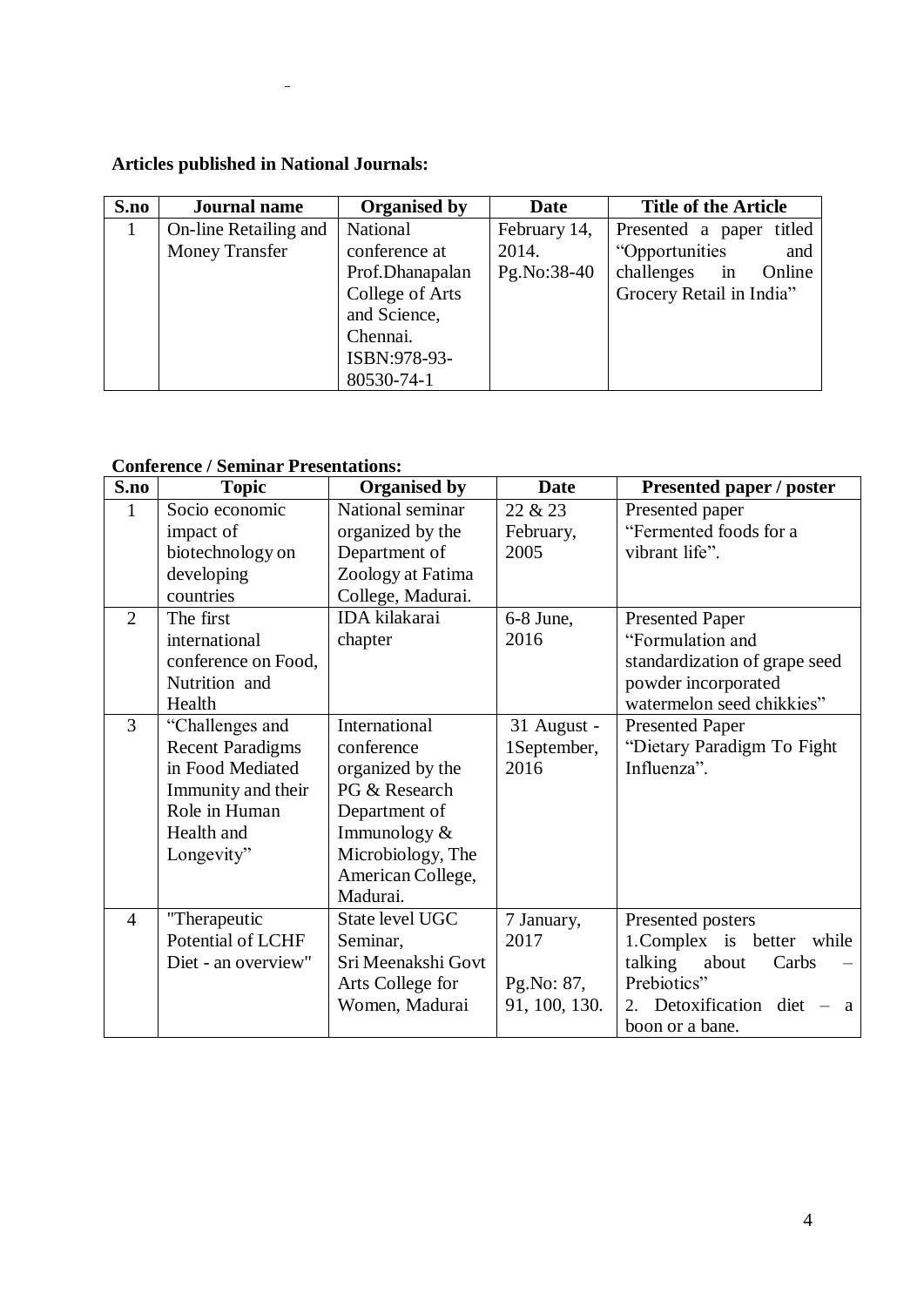**Articles published in National Journals:**

| S.no | Journal name | Organised by | Date | Title of the Article |
|---|---|---|---|---|
| 1 | On-line Retailing and Money Transfer | National conference at Prof.Dhanapalan College of Arts and Science, Chennai. ISBN:978-93-80530-74-1 | February 14, 2014. Pg.No:38-40 | Presented a paper titled "Opportunities and challenges in Online Grocery Retail in India" |

**Conference / Seminar Presentations:**

| S.no | Topic | Organised by | Date | Presented paper / poster |
|---|---|---|---|---|
| 1 | Socio economic impact of biotechnology on developing countries | National seminar organized by the Department of Zoology at Fatima College, Madurai. | 22 & 23 February, 2005 | Presented paper "Fermented foods for a vibrant life". |
| 2 | The first international conference on Food, Nutrition and Health | IDA kilakarai chapter | 6-8 June, 2016 | Presented Paper "Formulation and standardization of grape seed powder incorporated watermelon seed chikkies" |
| 3 | "Challenges and Recent Paradigms in Food Mediated Immunity and their Role in Human Health and Longevity" | International conference organized by the PG & Research Department of Immunology & Microbiology, The American College, Madurai. | 31 August - 1September, 2016 | Presented Paper "Dietary Paradigm To Fight Influenza". |
| 4 | "Therapeutic Potential of LCHF Diet - an overview" | State level UGC Seminar, Sri Meenakshi Govt Arts College for Women, Madurai | 7 January, 2017 Pg.No: 87, 91, 100, 130. | Presented posters 1.Complex is better while talking about Carbs – Prebiotics" 2. Detoxification diet – a boon or a bane. |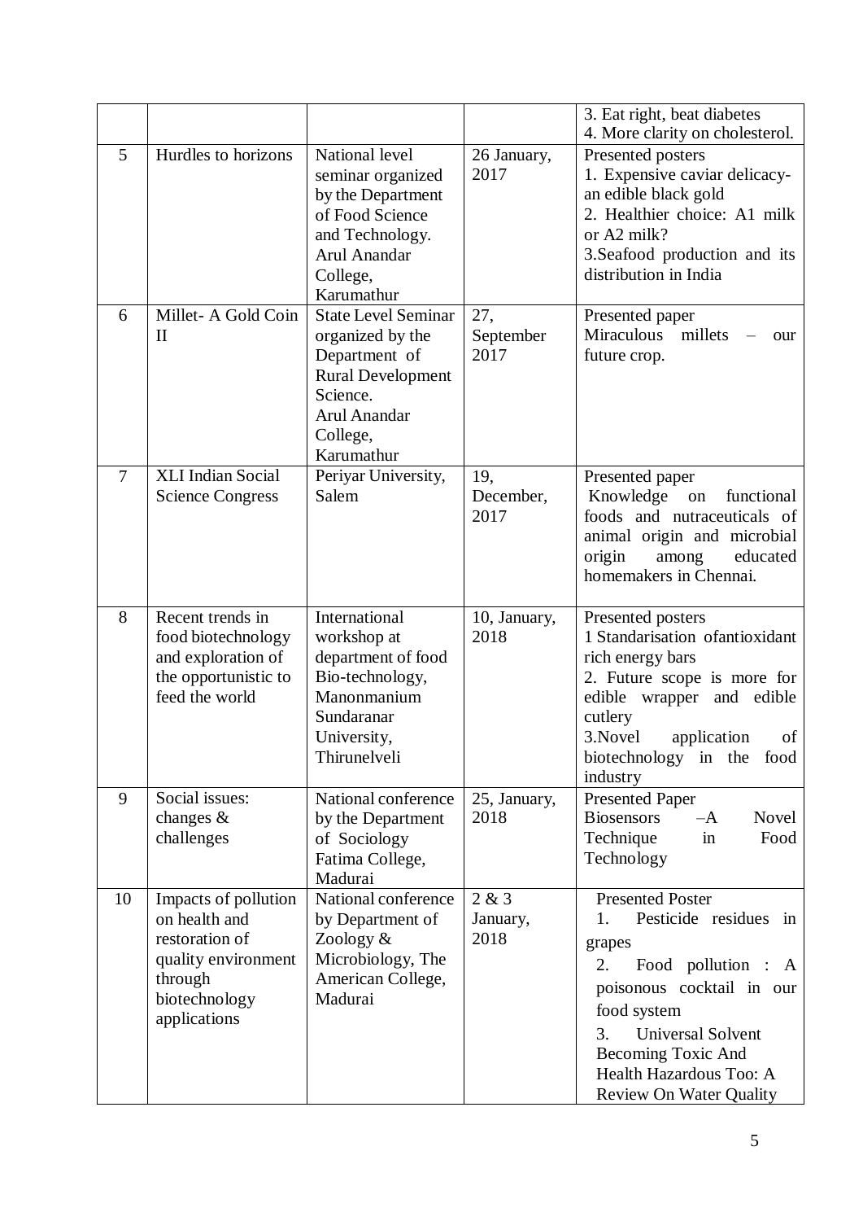| | | | | |
|---|---|---|---|---|
| | | | | 3. Eat right, beat diabetes<br>4. More clarity on cholesterol. |
| 5 | Hurdles to horizons | National level seminar organized by the Department of Food Science and Technology. Arul Anandar College, Karumathur | 26 January, 2017 | Presented posters<br>1. Expensive caviar delicacy- an edible black gold<br>2. Healthier choice: A1 milk or A2 milk?<br>3.Seafood production and its distribution in India |
| 6 | Millet- A Gold Coin II | State Level Seminar organized by the Department of Rural Development Science. Arul Anandar College, Karumathur | 27, September 2017 | Presented paper<br>Miraculous millets – our future crop. |
| 7 | XLI Indian Social Science Congress | Periyar University, Salem | 19, December, 2017 | Presented paper<br>Knowledge on functional foods and nutraceuticals of animal origin and microbial origin among educated homemakers in Chennai. |
| 8 | Recent trends in food biotechnology and exploration of the opportunistic to feed the world | International workshop at department of food Bio-technology, Manonmanium Sundaranar University, Thirunelveli | 10, January, 2018 | Presented posters<br>1 Standarisation ofantioxidant rich energy bars<br>2. Future scope is more for edible wrapper and edible cutlery<br>3.Novel application of biotechnology in the food industry |
| 9 | Social issues: changes & challenges | National conference by the Department of Sociology Fatima College, Madurai | 25, January, 2018 | Presented Paper<br>Biosensors –A Novel Technique in Food Technology |
| 10 | Impacts of pollution on health and restoration of quality environment through biotechnology applications | National conference by Department of Zoology & Microbiology, The American College, Madurai | 2 & 3 January, 2018 | Presented Poster<br>1. Pesticide residues in grapes<br>2. Food pollution : A poisonous cocktail in our food system<br>3. Universal Solvent Becoming Toxic And Health Hazardous Too: A Review On Water Quality |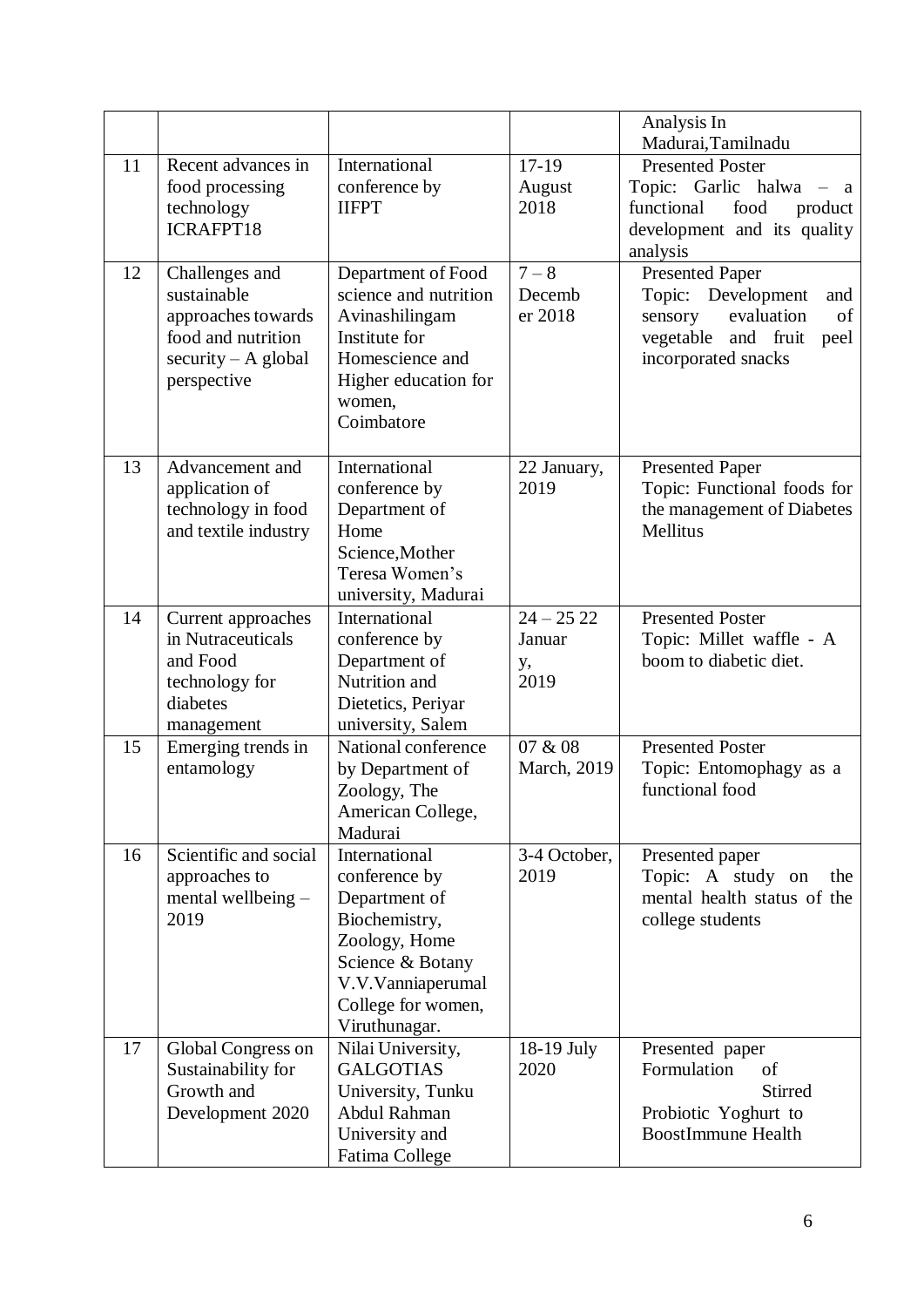| | | | | |
|---|---|---|---|---|
| | | | | Analysis In Madurai,Tamilnadu |
| 11 | Recent advances in food processing technology ICRAFPT18 | International conference by IIFPT | 17-19 August 2018 | Presented Poster Topic: Garlic halwa – a functional food product development and its quality analysis |
| 12 | Challenges and sustainable approaches towards food and nutrition security – A global perspective | Department of Food science and nutrition Avinashilingam Institute for Homescience and Higher education for women, Coimbatore | 7 – 8 December 2018 | Presented Paper Topic: Development and sensory evaluation of vegetable and fruit peel incorporated snacks |
| 13 | Advancement and application of technology in food and textile industry | International conference by Department of Home Science,Mother Teresa Women's university, Madurai | 22 January, 2019 | Presented Paper Topic: Functional foods for the management of Diabetes Mellitus |
| 14 | Current approaches in Nutraceuticals and Food technology for diabetes management | International conference by Department of Nutrition and Dietetics, Periyar university, Salem | 24 – 25 22 January, 2019 | Presented Poster Topic: Millet waffle - A boom to diabetic diet. |
| 15 | Emerging trends in entamology | National conference by Department of Zoology, The American College, Madurai | 07 & 08 March, 2019 | Presented Poster Topic: Entomophagy as a functional food |
| 16 | Scientific and social approaches to mental wellbeing – 2019 | International conference by Department of Biochemistry, Zoology, Home Science & Botany V.V.Vanniaperumal College for women, Viruthunagar. | 3-4 October, 2019 | Presented paper Topic: A study on the mental health status of the college students |
| 17 | Global Congress on Sustainability for Growth and Development 2020 | Nilai University, GALGOTIAS University, Tunku Abdul Rahman University and Fatima College | 18-19 July 2020 | Presented paper Formulation of Stirred Probiotic Yoghurt to BoostImmune Health |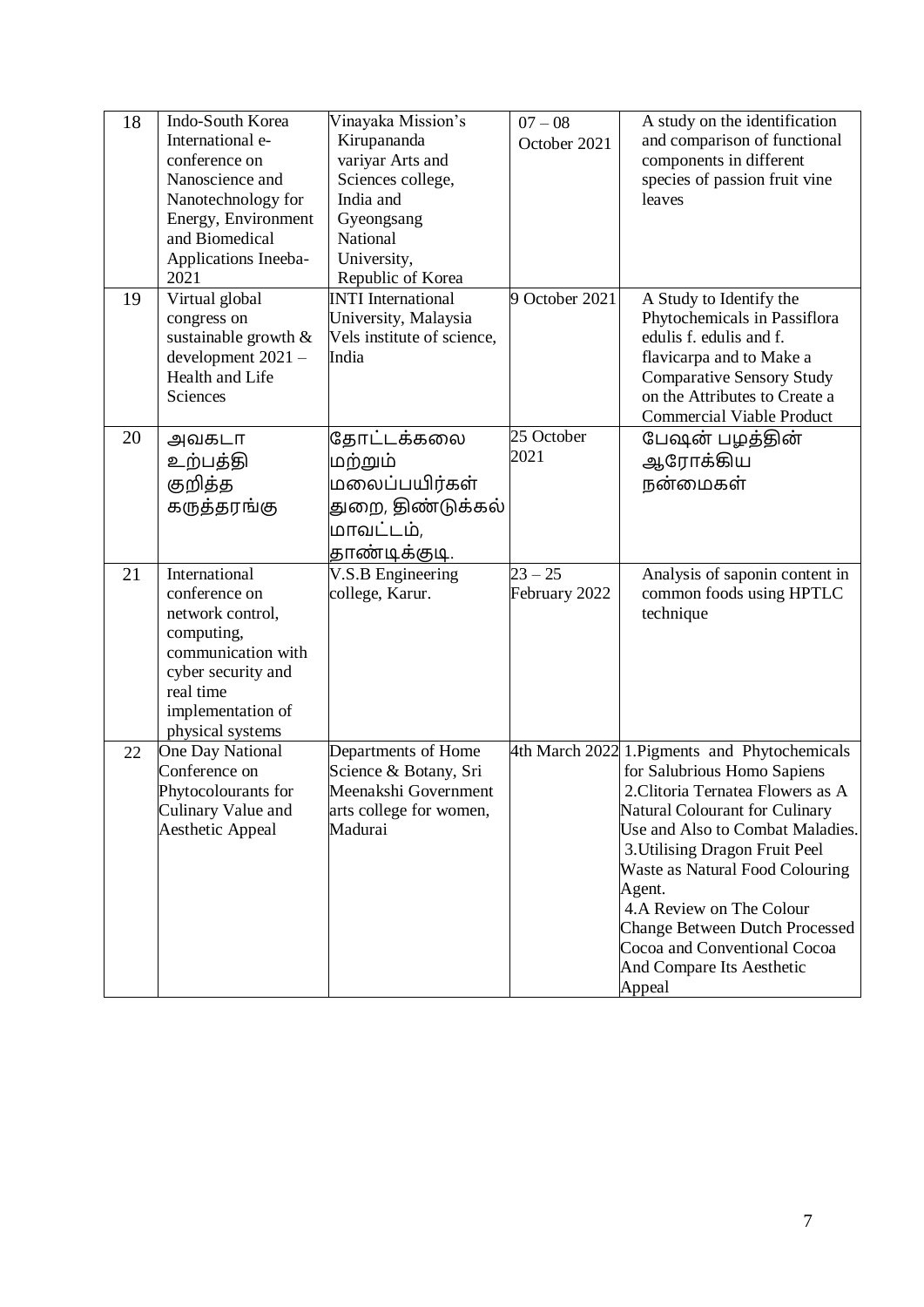| 18 | Indo-South Korea International e-conference on Nanoscience and Nanotechnology for Energy, Environment and Biomedical Applications Ineeba-2021 | Vinayaka Mission's Kirupananda variyar Arts and Sciences college, India and Gyeongsang National University, Republic of Korea | 07 – 08 October 2021 | A study on the identification and comparison of functional components in different species of passion fruit vine leaves |
|---|---|---|---|---|
| 19 | Virtual global congress on sustainable growth & development 2021 – Health and Life Sciences | INTI International University, Malaysia Vels institute of science, India | 9 October 2021 | A Study to Identify the Phytochemicals in Passiflora edulis f. edulis and f. flavicarpa and to Make a Comparative Sensory Study on the Attributes to Create a Commercial Viable Product |
| 20 | அவகடா உற்பத்தி குறித்த கருத்தரங்கு | தோட்டக்கலை மற்றும் மலைப்பயிர்கள் துறை, திண்டுக்கல் மாவட்டம், தாண்டிக்குடி. | 25 October 2021 | பேஷன் பழத்தின் ஆரோக்கிய நன்மைகள் |
| 21 | International conference on network control, computing, communication with cyber security and real time implementation of physical systems | V.S.B Engineering college, Karur. | 23 – 25 February 2022 | Analysis of saponin content in common foods using HPTLC technique |
| 22 | One Day National Conference on Phytocolourants for Culinary Value and Aesthetic Appeal | Departments of Home Science & Botany, Sri Meenakshi Government arts college for women, Madurai | 4th March 2022 | 1.Pigments and Phytochemicals for Salubrious Homo Sapiens<br>2.Clitoria Ternatea Flowers as A Natural Colourant for Culinary Use and Also to Combat Maladies.<br>3.Utilising Dragon Fruit Peel Waste as Natural Food Colouring Agent.<br>4.A Review on The Colour Change Between Dutch Processed Cocoa and Conventional Cocoa And Compare Its Aesthetic Appeal |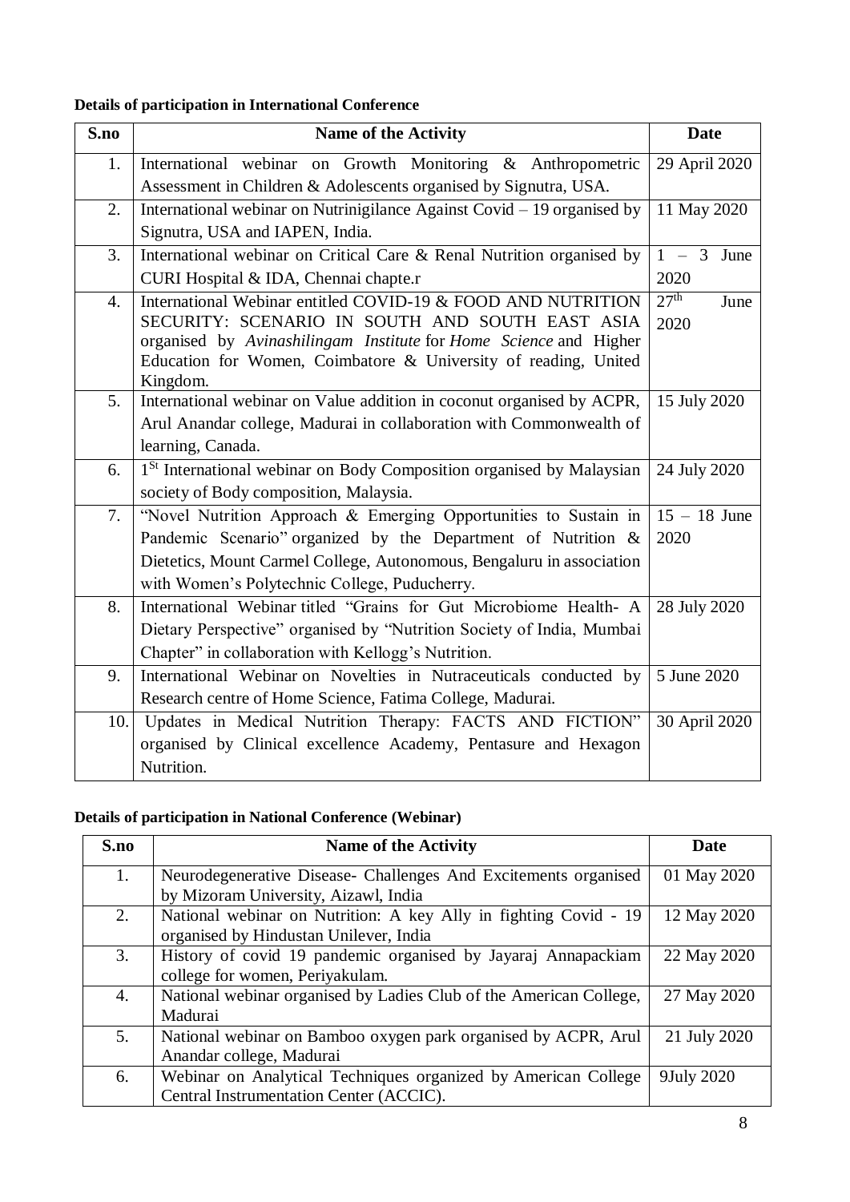**Details of participation in International Conference**

| S.no | Name of the Activity | Date |
|---|---|---|
| 1. | International webinar on Growth Monitoring & Anthropometric Assessment in Children & Adolescents organised by Signutra, USA. | 29 April 2020 |
| 2. | International webinar on Nutrinigilance Against Covid – 19 organised by Signutra, USA and IAPEN, India. | 11 May 2020 |
| 3. | International webinar on Critical Care & Renal Nutrition organised by CURI Hospital & IDA, Chennai chapte.r | 1 – 3 June 2020 |
| 4. | International Webinar entitled COVID-19 & FOOD AND NUTRITION SECURITY: SCENARIO IN SOUTH AND SOUTH EAST ASIA organised by *Avinashilingam Institute* for *Home Science* and Higher Education for Women, Coimbatore & University of reading, United Kingdom. | 27th June 2020 |
| 5. | International webinar on Value addition in coconut organised by ACPR, Arul Anandar college, Madurai in collaboration with Commonwealth of learning, Canada. | 15 July 2020 |
| 6. | 1St International webinar on Body Composition organised by Malaysian society of Body composition, Malaysia. | 24 July 2020 |
| 7. | "Novel Nutrition Approach & Emerging Opportunities to Sustain in Pandemic Scenario" organized by the Department of Nutrition & Dietetics, Mount Carmel College, Autonomous, Bengaluru in association with Women's Polytechnic College, Puducherry. | 15 – 18 June 2020 |
| 8. | International Webinar titled "Grains for Gut Microbiome Health- A Dietary Perspective" organised by "Nutrition Society of India, Mumbai Chapter" in collaboration with Kellogg's Nutrition. | 28 July 2020 |
| 9. | International Webinar on Novelties in Nutraceuticals conducted by Research centre of Home Science, Fatima College, Madurai. | 5 June 2020 |
| 10. | Updates in Medical Nutrition Therapy: FACTS AND FICTION" organised by Clinical excellence Academy, Pentasure and Hexagon Nutrition. | 30 April 2020 |

**Details of participation in National Conference (Webinar)**

| S.no | Name of the Activity | Date |
|---|---|---|
| 1. | Neurodegenerative Disease- Challenges And Excitements organised by Mizoram University, Aizawl, India | 01 May 2020 |
| 2. | National webinar on Nutrition: A key Ally in fighting Covid - 19 organised by Hindustan Unilever, India | 12 May 2020 |
| 3. | History of covid 19 pandemic organised by Jayaraj Annapackiam college for women, Periyakulam. | 22 May 2020 |
| 4. | National webinar organised by Ladies Club of the American College, Madurai | 27 May 2020 |
| 5. | National webinar on Bamboo oxygen park organised by ACPR, Arul Anandar college, Madurai | 21 July 2020 |
| 6. | Webinar on Analytical Techniques organized by American College Central Instrumentation Center (ACCIC). | 9July 2020 |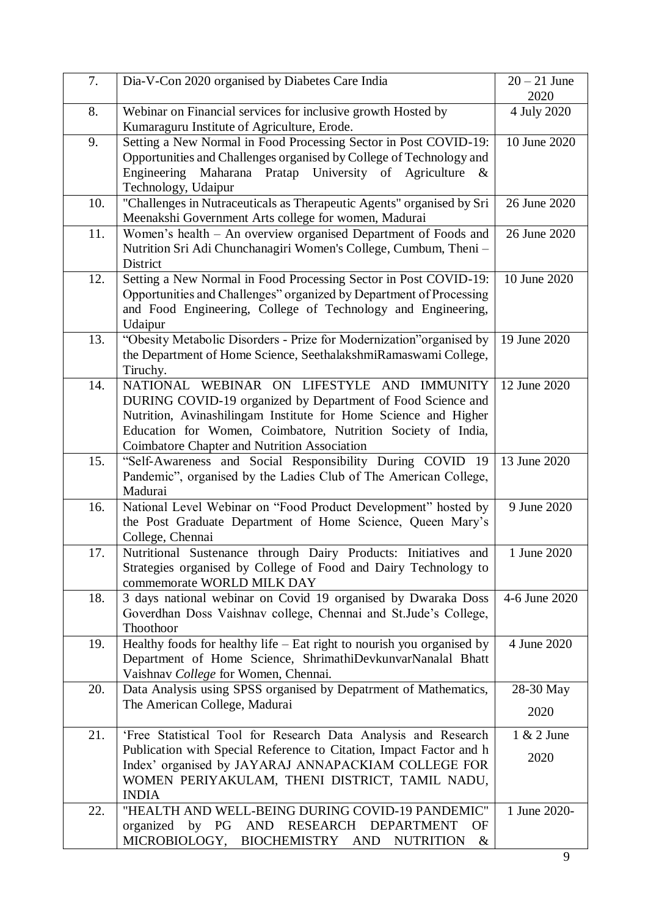| 7. | Dia-V-Con 2020 organised by Diabetes Care India | 20 – 21 June 2020 |
|---|---|---|
| 8. | Webinar on Financial services for inclusive growth Hosted by Kumaraguru Institute of Agriculture, Erode. | 4 July 2020 |
| 9. | Setting a New Normal in Food Processing Sector in Post COVID-19: Opportunities and Challenges organised by College of Technology and Engineering Maharana Pratap University of Agriculture & Technology, Udaipur | 10 June 2020 |
| 10. | "Challenges in Nutraceuticals as Therapeutic Agents" organised by Sri Meenakshi Government Arts college for women, Madurai | 26 June 2020 |
| 11. | Women's health – An overview organised Department of Foods and Nutrition Sri Adi Chunchanagiri Women's College, Cumbum, Theni – District | 26 June 2020 |
| 12. | Setting a New Normal in Food Processing Sector in Post COVID-19: Opportunities and Challenges" organized by Department of Processing and Food Engineering, College of Technology and Engineering, Udaipur | 10 June 2020 |
| 13. | "Obesity Metabolic Disorders - Prize for Modernization"organised by the Department of Home Science, SeethalakshmiRamaswami College, Tiruchy. | 19 June 2020 |
| 14. | NATIONAL WEBINAR ON LIFESTYLE AND IMMUNITY DURING COVID-19 organized by Department of Food Science and Nutrition, Avinashilingam Institute for Home Science and Higher Education for Women, Coimbatore, Nutrition Society of India, Coimbatore Chapter and Nutrition Association | 12 June 2020 |
| 15. | "Self-Awareness and Social Responsibility During COVID 19 Pandemic", organised by the Ladies Club of The American College, Madurai | 13 June 2020 |
| 16. | National Level Webinar on "Food Product Development" hosted by the Post Graduate Department of Home Science, Queen Mary's College, Chennai | 9 June 2020 |
| 17. | Nutritional Sustenance through Dairy Products: Initiatives and Strategies organised by College of Food and Dairy Technology to commemorate WORLD MILK DAY | 1 June 2020 |
| 18. | 3 days national webinar on Covid 19 organised by Dwaraka Doss Goverdhan Doss Vaishnav college, Chennai and St.Jude's College, Thoothoor | 4-6 June 2020 |
| 19. | Healthy foods for healthy life – Eat right to nourish you organised by Department of Home Science, ShrimathiDevkunvarNanalal Bhatt Vaishnav *College* for Women, Chennai. | 4 June 2020 |
| 20. | Data Analysis using SPSS organised by Depatrment of Mathematics, The American College, Madurai | 28-30 May 2020 |
| 21. | 'Free Statistical Tool for Research Data Analysis and Research Publication with Special Reference to Citation, Impact Factor and h Index' organised by JAYARAJ ANNAPACKIAM COLLEGE FOR WOMEN PERIYAKULAM, THENI DISTRICT, TAMIL NADU, INDIA | 1 & 2 June 2020 |
| 22. | "HEALTH AND WELL-BEING DURING COVID-19 PANDEMIC" organized by PG AND RESEARCH DEPARTMENT OF MICROBIOLOGY, BIOCHEMISTRY AND NUTRITION & | 1 June 2020- |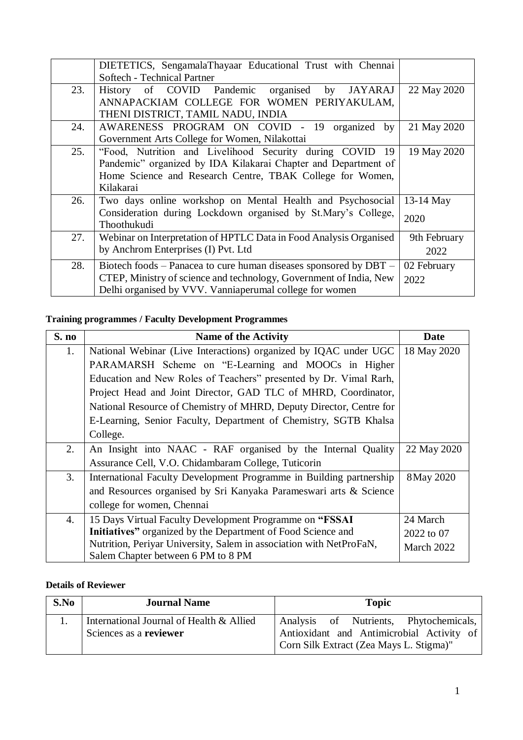|  | DIETETICS, SengamalaThayaar Educational Trust with Chennai Softech - Technical Partner |  |
|---|---|---|
| 23. | History of COVID Pandemic organised by JAYARAJ ANNAPACKIAM COLLEGE FOR WOMEN PERIYAKULAM, THENI DISTRICT, TAMIL NADU, INDIA | 22 May 2020 |
| 24. | AWARENESS PROGRAM ON COVID - 19 organized by Government Arts College for Women, Nilakottai | 21 May 2020 |
| 25. | “Food, Nutrition and Livelihood Security during COVID 19 Pandemic” organized by IDA Kilakarai Chapter and Department of Home Science and Research Centre, TBAK College for Women, Kilakarai | 19 May 2020 |
| 26. | Two days online workshop on Mental Health and Psychosocial Consideration during Lockdown organised by St.Mary’s College, Thoothukudi | 13-14 May 2020 |
| 27. | Webinar on Interpretation of HPTLC Data in Food Analysis Organised by Anchrom Enterprises (I) Pvt. Ltd | 9th February 2022 |
| 28. | Biotech foods – Panacea to cure human diseases sponsored by DBT – CTEP, Ministry of science and technology, Government of India, New Delhi organised by VVV. Vanniaperumal college for women | 02 February 2022 |

**Training programmes / Faculty Development Programmes**

| S. no | Name of the Activity | Date |
|---|---|---|
| 1. | National Webinar (Live Interactions) organized by IQAC under UGC PARAMARSH Scheme on “E-Learning and MOOCs in Higher Education and New Roles of Teachers” presented by Dr. Vimal Rarh, Project Head and Joint Director, GAD TLC of MHRD, Coordinator, National Resource of Chemistry of MHRD, Deputy Director, Centre for E-Learning, Senior Faculty, Department of Chemistry, SGTB Khalsa College. | 18 May 2020 |
| 2. | An Insight into NAAC - RAF organised by the Internal Quality Assurance Cell, V.O. Chidambaram College, Tuticorin | 22 May 2020 |
| 3. | International Faculty Development Programme in Building partnership and Resources organised by Sri Kanyaka Parameswari arts & Science college for women, Chennai | 8May 2020 |
| 4. | 15 Days Virtual Faculty Development Programme on **“FSSAI Initiatives”** organized by the Department of Food Science and Nutrition, Periyar University, Salem in association with NetProFaN, Salem Chapter between 6 PM to 8 PM | 24 March 2022 to 07 March 2022 |

**Details of Reviewer**

| S.No | Journal Name | Topic |
|---|---|---|
| 1. | International Journal of Health & Allied Sciences as a **reviewer** | Analysis of Nutrients, Phytochemicals, Antioxidant and Antimicrobial Activity of Corn Silk Extract (Zea Mays L. Stigma)" |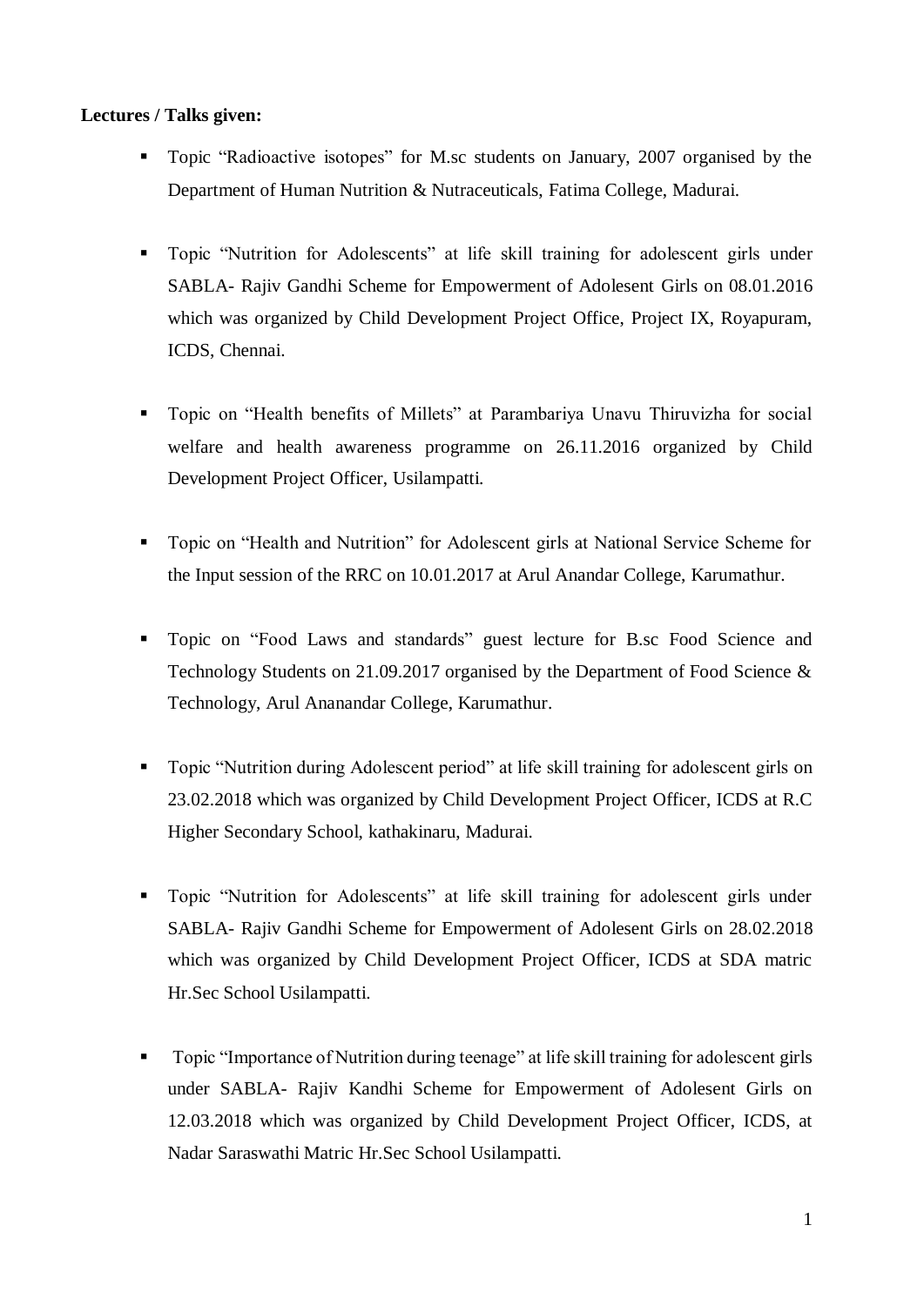**Lectures / Talks given:**

- Topic "Radioactive isotopes" for M.sc students on January, 2007 organised by the Department of Human Nutrition & Nutraceuticals, Fatima College, Madurai.

- Topic "Nutrition for Adolescents" at life skill training for adolescent girls under SABLA- Rajiv Gandhi Scheme for Empowerment of Adolesent Girls on 08.01.2016 which was organized by Child Development Project Office, Project IX, Royapuram, ICDS, Chennai.

- Topic on "Health benefits of Millets" at Parambariya Unavu Thiruvizha for social welfare and health awareness programme on 26.11.2016 organized by Child Development Project Officer, Usilampatti.

- Topic on "Health and Nutrition" for Adolescent girls at National Service Scheme for the Input session of the RRC on 10.01.2017 at Arul Anandar College, Karumathur.

- Topic on "Food Laws and standards" guest lecture for B.sc Food Science and Technology Students on 21.09.2017 organised by the Department of Food Science & Technology, Arul Ananandar College, Karumathur.

- Topic "Nutrition during Adolescent period" at life skill training for adolescent girls on 23.02.2018 which was organized by Child Development Project Officer, ICDS at R.C Higher Secondary School, kathakinaru, Madurai.

- Topic "Nutrition for Adolescents" at life skill training for adolescent girls under SABLA- Rajiv Gandhi Scheme for Empowerment of Adolesent Girls on 28.02.2018 which was organized by Child Development Project Officer, ICDS at SDA matric Hr.Sec School Usilampatti.

- Topic "Importance of Nutrition during teenage" at life skill training for adolescent girls under SABLA- Rajiv Kandhi Scheme for Empowerment of Adolesent Girls on 12.03.2018 which was organized by Child Development Project Officer, ICDS, at Nadar Saraswathi Matric Hr.Sec School Usilampatti.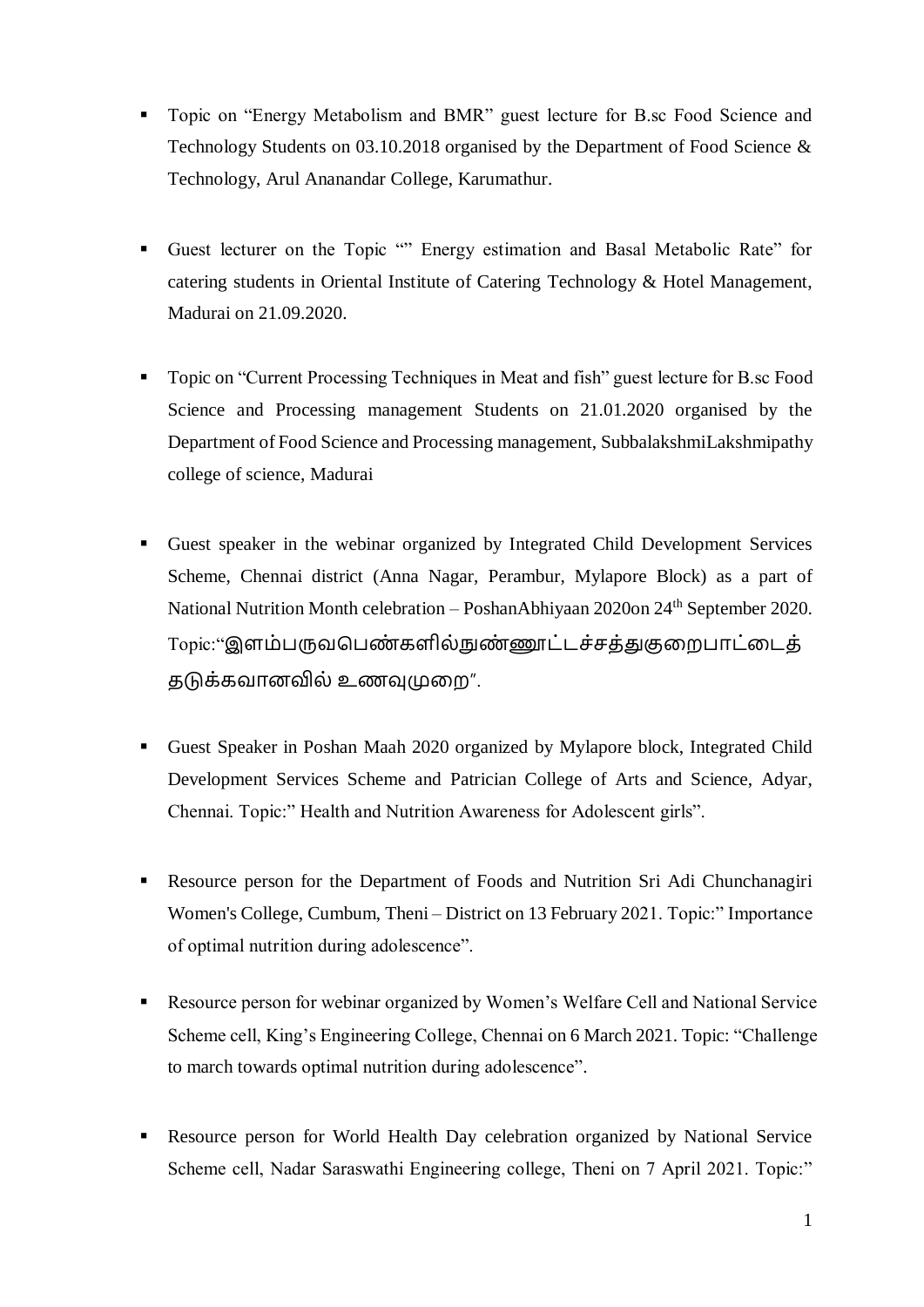- Topic on "Energy Metabolism and BMR" guest lecture for B.sc Food Science and Technology Students on 03.10.2018 organised by the Department of Food Science & Technology, Arul Ananandar College, Karumathur.

- Guest lecturer on the Topic "" Energy estimation and Basal Metabolic Rate" for catering students in Oriental Institute of Catering Technology & Hotel Management, Madurai on 21.09.2020.

- Topic on "Current Processing Techniques in Meat and fish" guest lecture for B.sc Food Science and Processing management Students on 21.01.2020 organised by the Department of Food Science and Processing management, SubbalakshmiLakshmipathy college of science, Madurai

- Guest speaker in the webinar organized by Integrated Child Development Services Scheme, Chennai district (Anna Nagar, Perambur, Mylapore Block) as a part of National Nutrition Month celebration – PoshanAbhiyaan 2020on 24th September 2020. Topic:"இளம்பருவபெண்களில்நுண்ணூட்டச்சத்துகுறைபாட்டைத் தடுக்கவானவில் உணவுமுறை".

- Guest Speaker in Poshan Maah 2020 organized by Mylapore block, Integrated Child Development Services Scheme and Patrician College of Arts and Science, Adyar, Chennai. Topic:" Health and Nutrition Awareness for Adolescent girls".

- Resource person for the Department of Foods and Nutrition Sri Adi Chunchanagiri Women's College, Cumbum, Theni – District on 13 February 2021. Topic:" Importance of optimal nutrition during adolescence".

- Resource person for webinar organized by Women's Welfare Cell and National Service Scheme cell, King's Engineering College, Chennai on 6 March 2021. Topic: "Challenge to march towards optimal nutrition during adolescence".

- Resource person for World Health Day celebration organized by National Service Scheme cell, Nadar Saraswathi Engineering college, Theni on 7 April 2021. Topic:"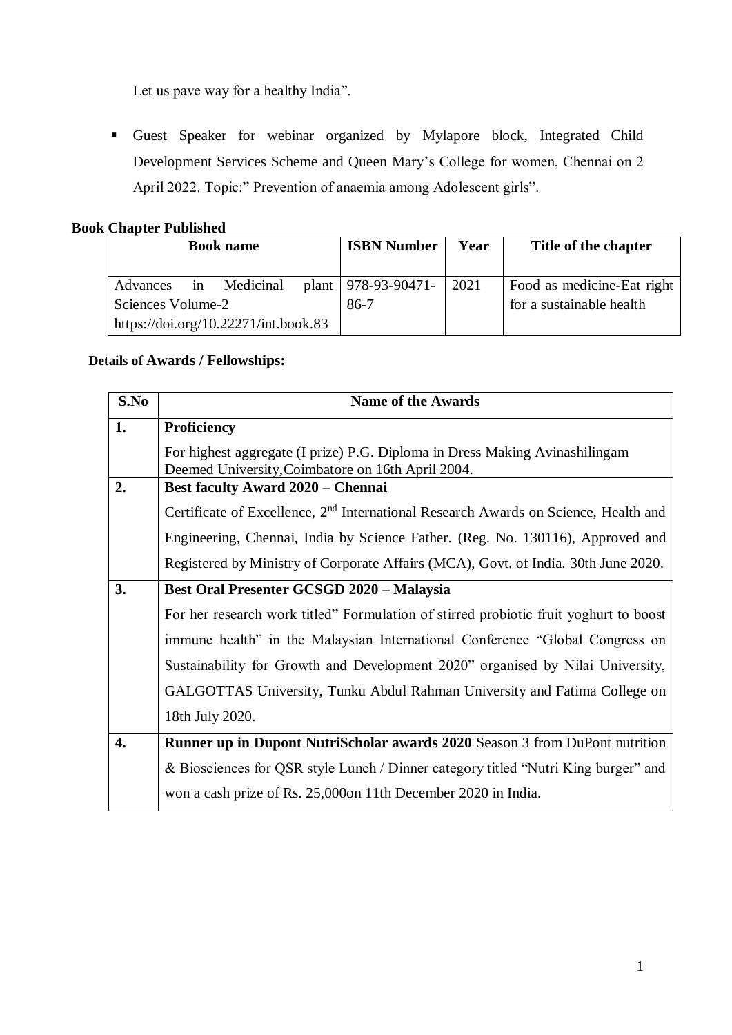Let us pave way for a healthy India".

- Guest Speaker for webinar organized by Mylapore block, Integrated Child Development Services Scheme and Queen Mary's College for women, Chennai on 2 April 2022. Topic:" Prevention of anaemia among Adolescent girls".

**Book Chapter Published**

| Book name | ISBN Number | Year | Title of the chapter |
|---|---|---|---|
| Advances in Medicinal plant Sciences Volume-2 https://doi.org/10.22271/int.book.83 | 978-93-90471-86-7 | 2021 | Food as medicine-Eat right for a sustainable health |

**Details of Awards / Fellowships:**

| S.No | Name of the Awards |
|---|---|
| 1. | **Proficiency**<br>For highest aggregate (I prize) P.G. Diploma in Dress Making Avinashilingam Deemed University,Coimbatore on 16th April 2004. |
| 2. | **Best faculty Award 2020 – Chennai**<br>Certificate of Excellence, 2nd International Research Awards on Science, Health and Engineering, Chennai, India by Science Father. (Reg. No. 130116), Approved and Registered by Ministry of Corporate Affairs (MCA), Govt. of India. 30th June 2020. |
| 3. | **Best Oral Presenter GCSGD 2020 – Malaysia**<br>For her research work titled" Formulation of stirred probiotic fruit yoghurt to boost immune health" in the Malaysian International Conference "Global Congress on Sustainability for Growth and Development 2020" organised by Nilai University, GALGOTTAS University, Tunku Abdul Rahman University and Fatima College on 18th July 2020. |
| 4. | **Runner up in Dupont NutriScholar awards 2020** Season 3 from DuPont nutrition & Biosciences for QSR style Lunch / Dinner category titled "Nutri King burger" and won a cash prize of Rs. 25,000on 11th December 2020 in India. |